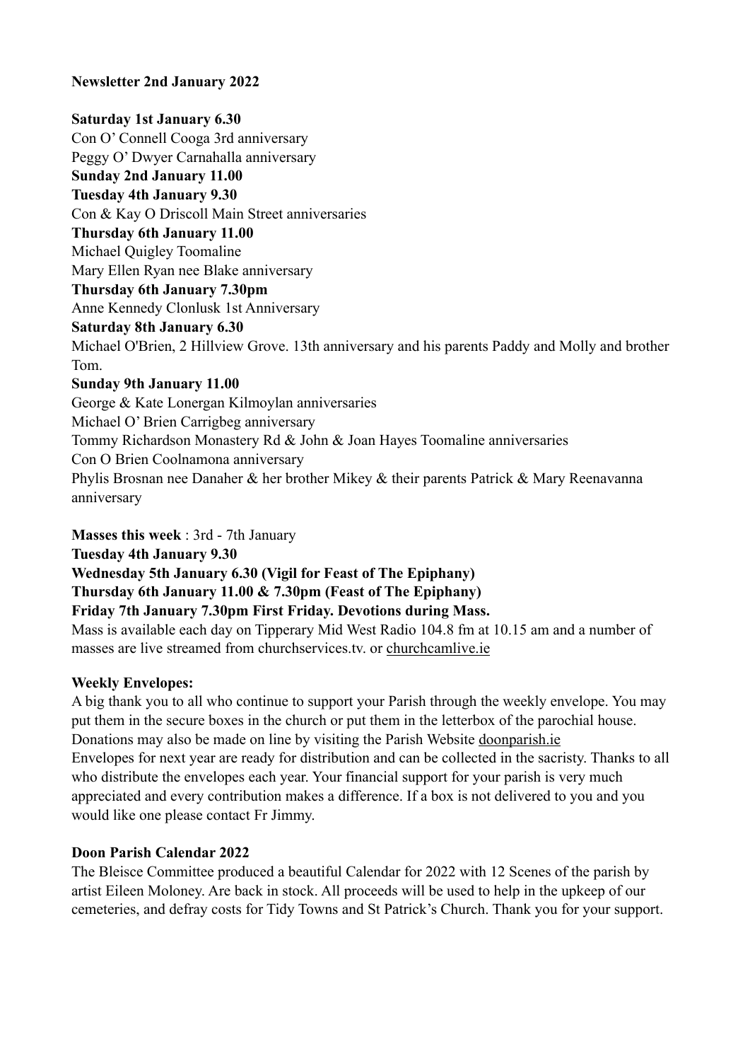**Newsletter 2nd January 2022**

**Saturday 1st January 6.30**
Con O' Connell Cooga 3rd anniversary
Peggy O' Dwyer Carnahalla anniversary
**Sunday 2nd January 11.00**
**Tuesday 4th January 9.30**
Con & Kay O Driscoll Main Street anniversaries
**Thursday 6th January 11.00**
Michael Quigley Toomaline
Mary Ellen Ryan nee Blake anniversary
**Thursday 6th January 7.30pm**
Anne Kennedy Clonlusk 1st Anniversary
**Saturday 8th January 6.30**
Michael O'Brien, 2 Hillview Grove. 13th anniversary and his parents Paddy and Molly and brother Tom.
**Sunday 9th January 11.00**
George & Kate Lonergan Kilmoylan anniversaries
Michael O' Brien Carrigbeg anniversary
Tommy Richardson Monastery Rd & John & Joan Hayes Toomaline anniversaries
Con O Brien Coolnamona anniversary
Phylis Brosnan nee Danaher & her brother Mikey & their parents Patrick & Mary Reenavanna anniversary

**Masses this week** : 3rd - 7th January
**Tuesday 4th January 9.30**
**Wednesday 5th January 6.30 (Vigil for Feast of The Epiphany)**
**Thursday 6th January 11.00 & 7.30pm (Feast of The Epiphany)**
**Friday 7th January 7.30pm First Friday. Devotions during Mass.**
Mass is available each day on Tipperary Mid West Radio 104.8 fm at 10.15 am and a number of masses are live streamed from churchservices.tv. or churchcamlive.ie

**Weekly Envelopes:**
A big thank you to all who continue to support your Parish through the weekly envelope. You may put them in the secure boxes in the church or put them in the letterbox of the parochial house. Donations may also be made on line by visiting the Parish Website doonparish.ie
Envelopes for next year are ready for distribution and can be collected in the sacristy. Thanks to all who distribute the envelopes each year. Your financial support for your parish is very much appreciated and every contribution makes a difference. If a box is not delivered to you and you would like one please contact Fr Jimmy.

**Doon Parish Calendar 2022**
The Bleisce Committee produced a beautiful Calendar for 2022 with 12 Scenes of the parish by artist Eileen Moloney. Are back in stock. All proceeds will be used to help in the upkeep of our cemeteries, and defray costs for Tidy Towns and St Patrick's Church. Thank you for your support.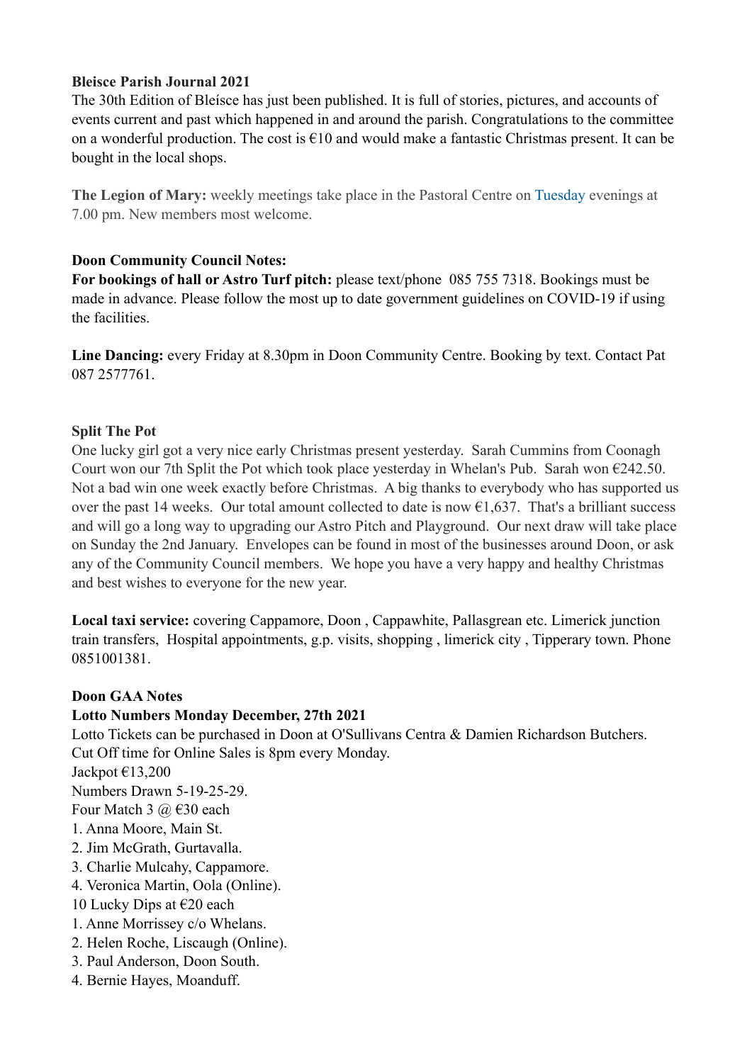**Bleisce Parish Journal 2021**
The 30th Edition of Bleísce has just been published. It is full of stories, pictures, and accounts of events current and past which happened in and around the parish. Congratulations to the committee on a wonderful production. The cost is €10 and would make a fantastic Christmas present. It can be bought in the local shops.

**The Legion of Mary:** weekly meetings take place in the Pastoral Centre on Tuesday evenings at 7.00 pm. New members most welcome.

**Doon Community Council Notes:**
**For bookings of hall or Astro Turf pitch:** please text/phone 085 755 7318. Bookings must be made in advance. Please follow the most up to date government guidelines on COVID-19 if using the facilities.

**Line Dancing:** every Friday at 8.30pm in Doon Community Centre. Booking by text. Contact Pat 087 2577761.

**Split The Pot**
One lucky girl got a very nice early Christmas present yesterday. Sarah Cummins from Coonagh Court won our 7th Split the Pot which took place yesterday in Whelan's Pub. Sarah won €242.50. Not a bad win one week exactly before Christmas. A big thanks to everybody who has supported us over the past 14 weeks. Our total amount collected to date is now €1,637. That's a brilliant success and will go a long way to upgrading our Astro Pitch and Playground. Our next draw will take place on Sunday the 2nd January. Envelopes can be found in most of the businesses around Doon, or ask any of the Community Council members. We hope you have a very happy and healthy Christmas and best wishes to everyone for the new year.

**Local taxi service:** covering Cappamore, Doon , Cappawhite, Pallasgrean etc. Limerick junction train transfers, Hospital appointments, g.p. visits, shopping , limerick city , Tipperary town. Phone 0851001381.

**Doon GAA Notes**
**Lotto Numbers Monday December, 27th 2021**
Lotto Tickets can be purchased in Doon at O'Sullivans Centra & Damien Richardson Butchers.
Cut Off time for Online Sales is 8pm every Monday.
Jackpot €13,200
Numbers Drawn 5-19-25-29.
Four Match 3 @ €30 each
1. Anna Moore, Main St.
2. Jim McGrath, Gurtavalla.
3. Charlie Mulcahy, Cappamore.
4. Veronica Martin, Oola (Online).

10 Lucky Dips at €20 each
1. Anne Morrissey c/o Whelans.
2. Helen Roche, Liscaugh (Online).
3. Paul Anderson, Doon South.
4. Bernie Hayes, Moanduff.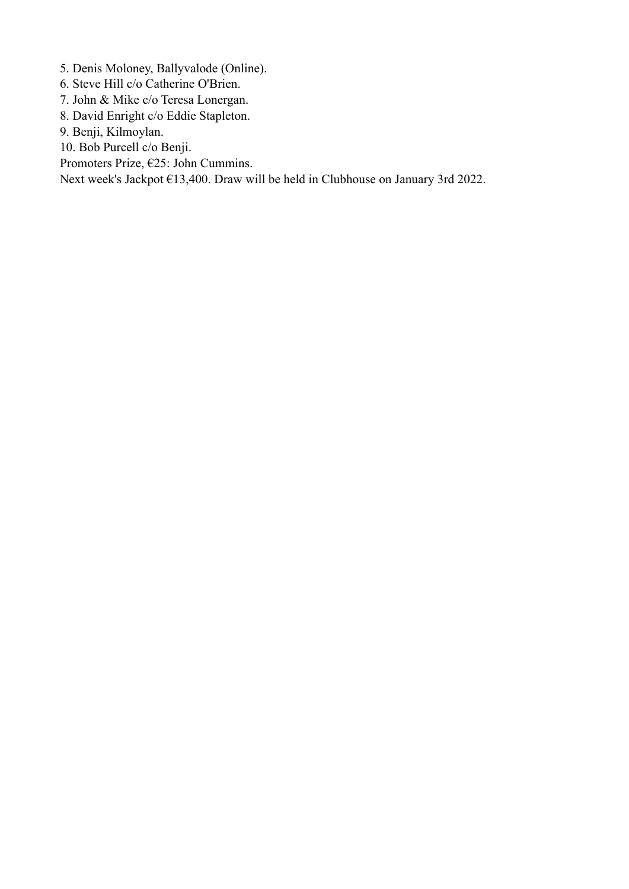5. Denis Moloney, Ballyvalode (Online).
6. Steve Hill c/o Catherine O'Brien.
7. John & Mike c/o Teresa Lonergan.
8. David Enright c/o Eddie Stapleton.
9. Benji, Kilmoylan.
10. Bob Purcell c/o Benji.

Promoters Prize, €25: John Cummins.

Next week's Jackpot €13,400. Draw will be held in Clubhouse on January 3rd 2022.